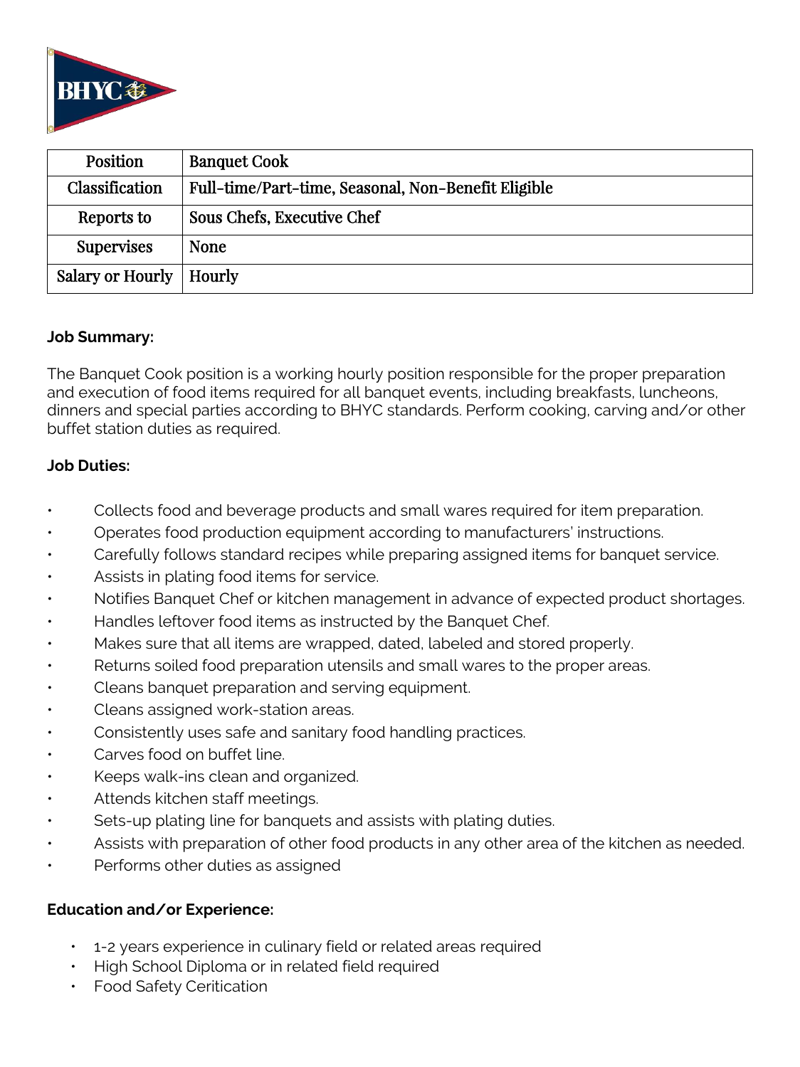| Position | Banquet Cook |
|---|---|
| Classification | Full-time/Part-time, Seasonal, Non-Benefit Eligible |
| Reports to | Sous Chefs, Executive Chef |
| Supervises | None |
| Salary or Hourly | Hourly |

**Job Summary:**

The Banquet Cook position is a working hourly position responsible for the proper preparation and execution of food items required for all banquet events, including breakfasts, luncheons, dinners and special parties according to BHYC standards. Perform cooking, carving and/or other buffet station duties as required.

**Job Duties:**

- Collects food and beverage products and small wares required for item preparation.
- Operates food production equipment according to manufacturers' instructions.
- Carefully follows standard recipes while preparing assigned items for banquet service.
- Assists in plating food items for service.
- Notifies Banquet Chef or kitchen management in advance of expected product shortages.
- Handles leftover food items as instructed by the Banquet Chef.
- Makes sure that all items are wrapped, dated, labeled and stored properly.
- Returns soiled food preparation utensils and small wares to the proper areas.
- Cleans banquet preparation and serving equipment.
- Cleans assigned work-station areas.
- Consistently uses safe and sanitary food handling practices.
- Carves food on buffet line.
- Keeps walk-ins clean and organized.
- Attends kitchen staff meetings.
- Sets-up plating line for banquets and assists with plating duties.
- Assists with preparation of other food products in any other area of the kitchen as needed.
- Performs other duties as assigned

**Education and/or Experience:**

- 1-2 years experience in culinary field or related areas required
- High School Diploma or in related field required
- Food Safety Ceritication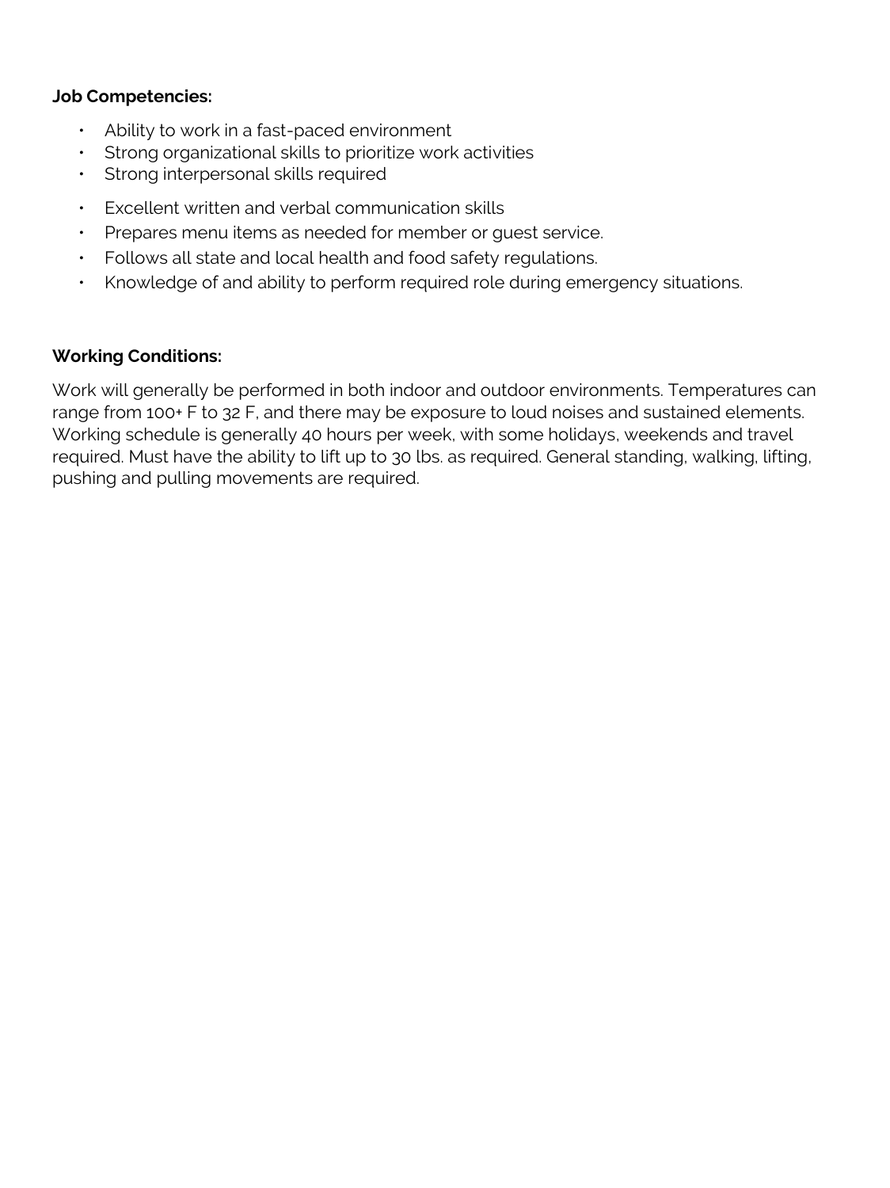**Job Competencies:**

- Ability to work in a fast-paced environment
- Strong organizational skills to prioritize work activities
- Strong interpersonal skills required
- Excellent written and verbal communication skills
- Prepares menu items as needed for member or guest service.
- Follows all state and local health and food safety regulations.
- Knowledge of and ability to perform required role during emergency situations.

**Working Conditions:**

Work will generally be performed in both indoor and outdoor environments. Temperatures can range from 100+ F to 32 F, and there may be exposure to loud noises and sustained elements. Working schedule is generally 40 hours per week, with some holidays, weekends and travel required. Must have the ability to lift up to 30 lbs. as required. General standing, walking, lifting, pushing and pulling movements are required.